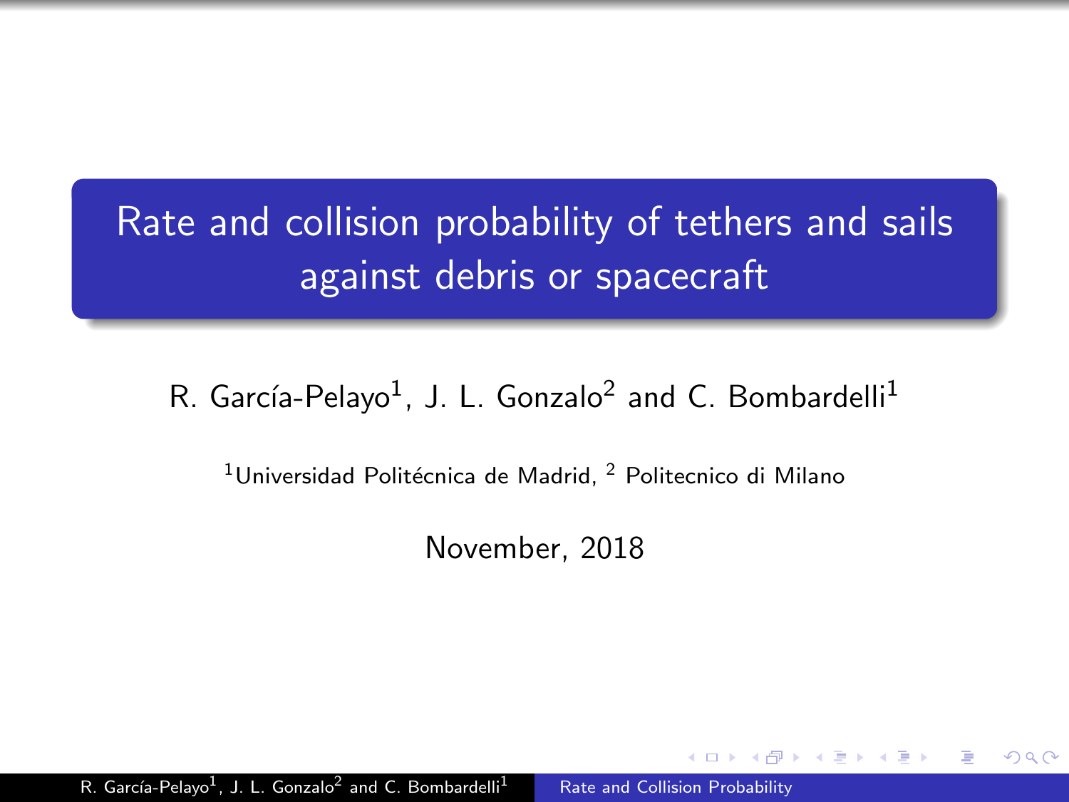# Rate and collision probability of tethers and sails against debris or spacecraft

R. García-Pelayo[1], J. L. Gonzalo[2] and C. Bombardelli[1]

[1]Universidad Politécnica de Madrid, [2] Politecnico di Milano

November, 2018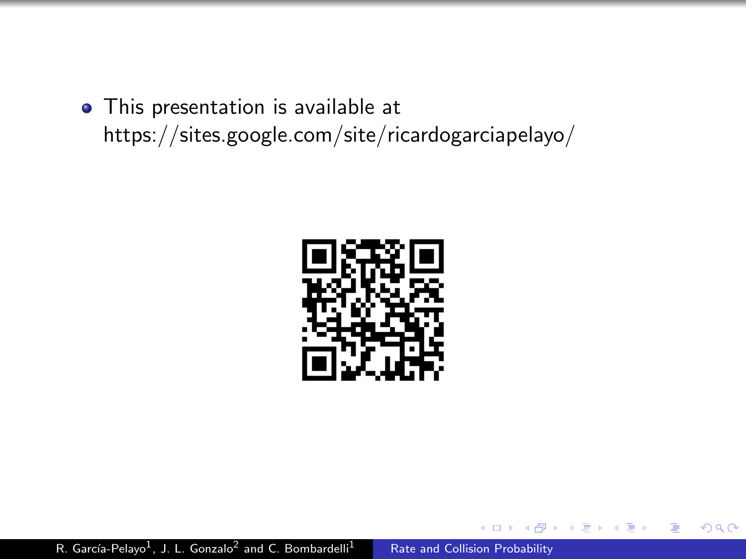- This presentation is available at https://sites.google.com/site/ricardogarciapelayo/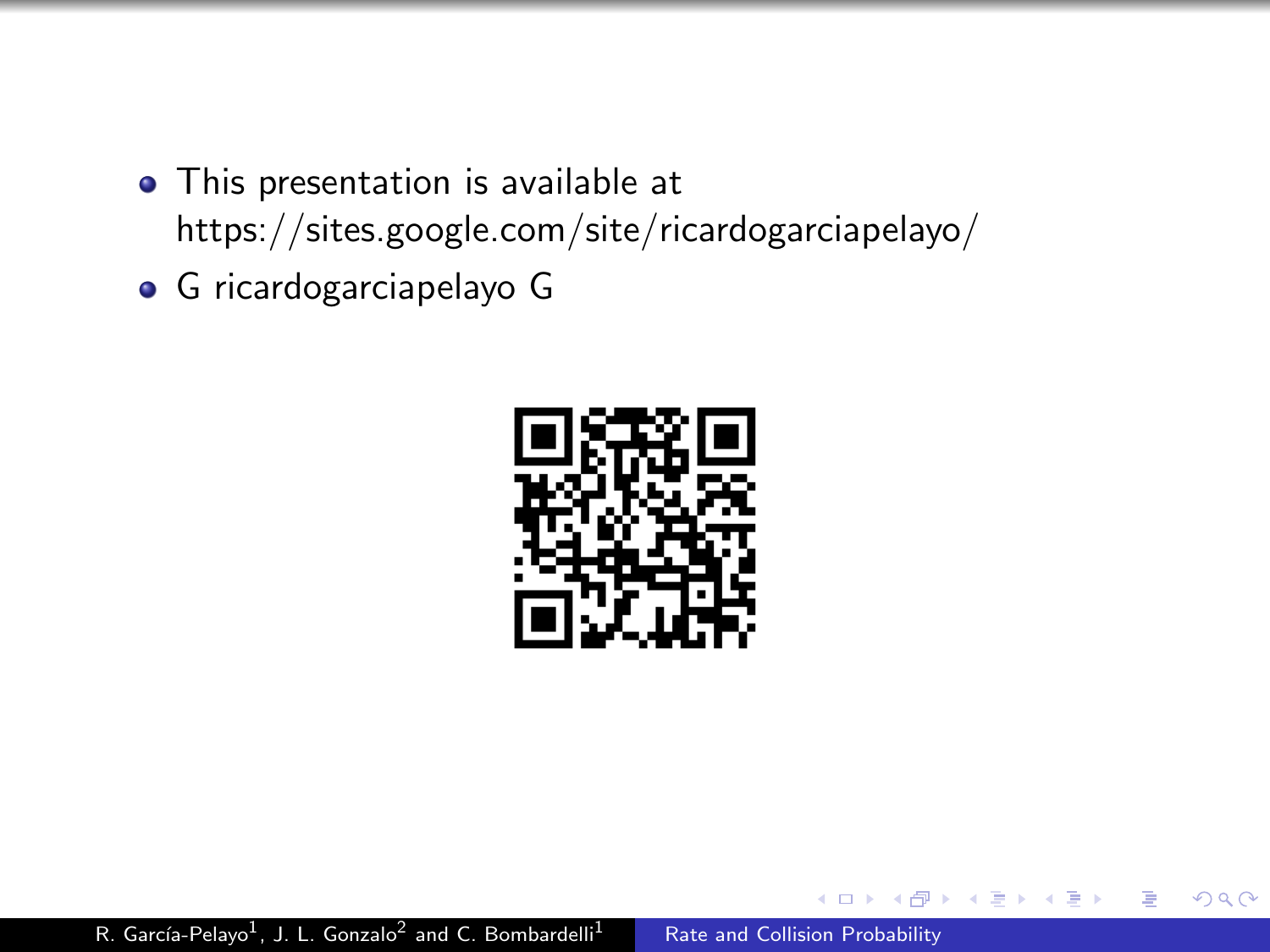- This presentation is available at https://sites.google.com/site/ricardogarciapelayo/
- G ricardogarciapelayo G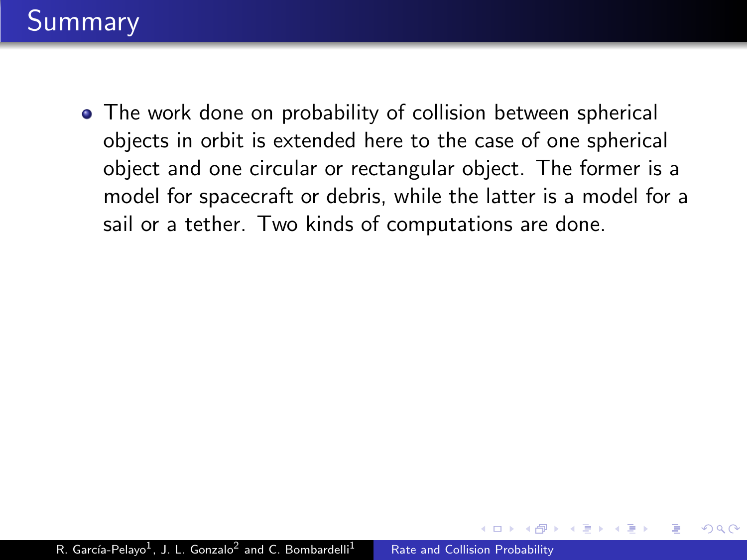## Summary

- The work done on probability of collision between spherical objects in orbit is extended here to the case of one spherical object and one circular or rectangular object. The former is a model for spacecraft or debris, while the latter is a model for a sail or a tether. Two kinds of computations are done.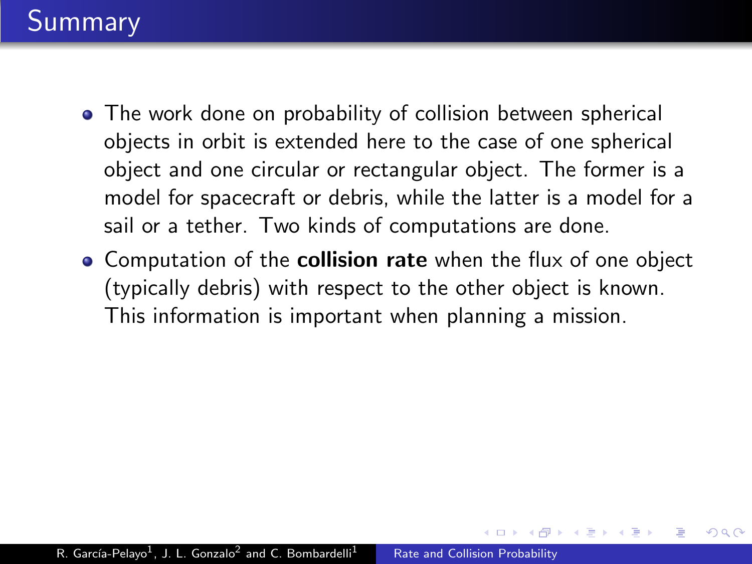# Summary

- The work done on probability of collision between spherical objects in orbit is extended here to the case of one spherical object and one circular or rectangular object. The former is a model for spacecraft or debris, while the latter is a model for a sail or a tether. Two kinds of computations are done.
- Computation of the **collision rate** when the flux of one object (typically debris) with respect to the other object is known. This information is important when planning a mission.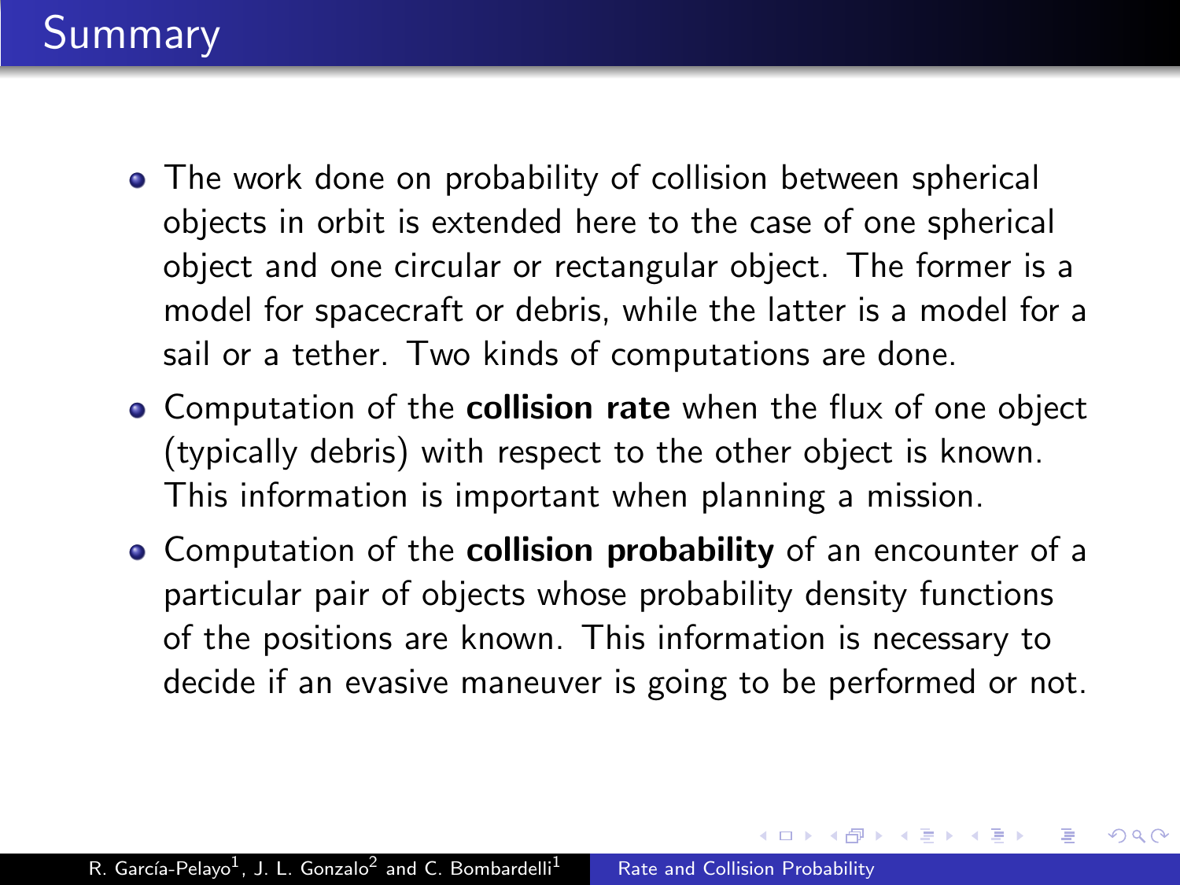# Summary

- The work done on probability of collision between spherical objects in orbit is extended here to the case of one spherical object and one circular or rectangular object. The former is a model for spacecraft or debris, while the latter is a model for a sail or a tether. Two kinds of computations are done.
- Computation of the **collision rate** when the flux of one object (typically debris) with respect to the other object is known. This information is important when planning a mission.
- Computation of the **collision probability** of an encounter of a particular pair of objects whose probability density functions of the positions are known. This information is necessary to decide if an evasive maneuver is going to be performed or not.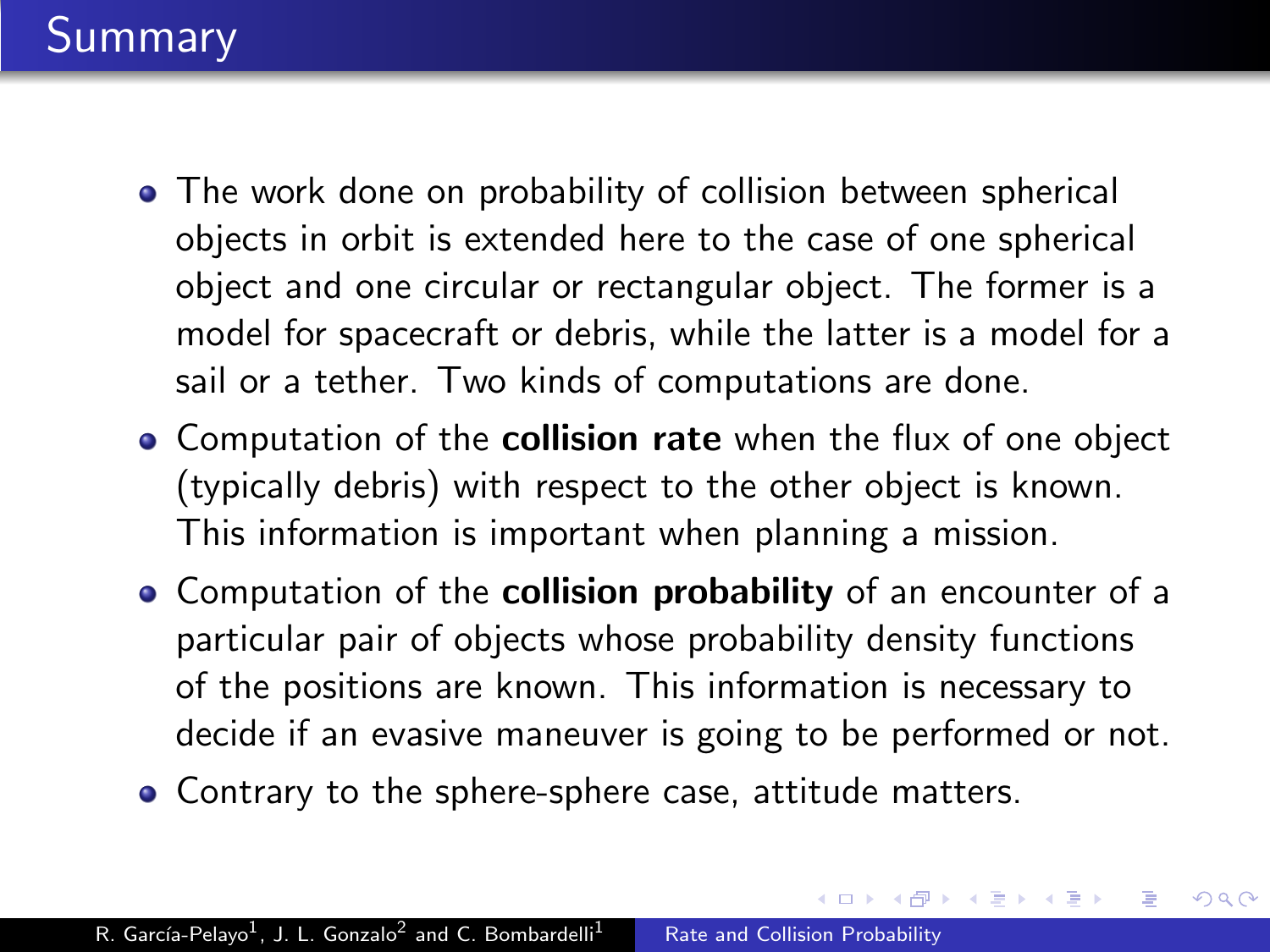# Summary

- The work done on probability of collision between spherical objects in orbit is extended here to the case of one spherical object and one circular or rectangular object. The former is a model for spacecraft or debris, while the latter is a model for a sail or a tether. Two kinds of computations are done.
- Computation of the **collision rate** when the flux of one object (typically debris) with respect to the other object is known. This information is important when planning a mission.
- Computation of the **collision probability** of an encounter of a particular pair of objects whose probability density functions of the positions are known. This information is necessary to decide if an evasive maneuver is going to be performed or not.
- Contrary to the sphere-sphere case, attitude matters.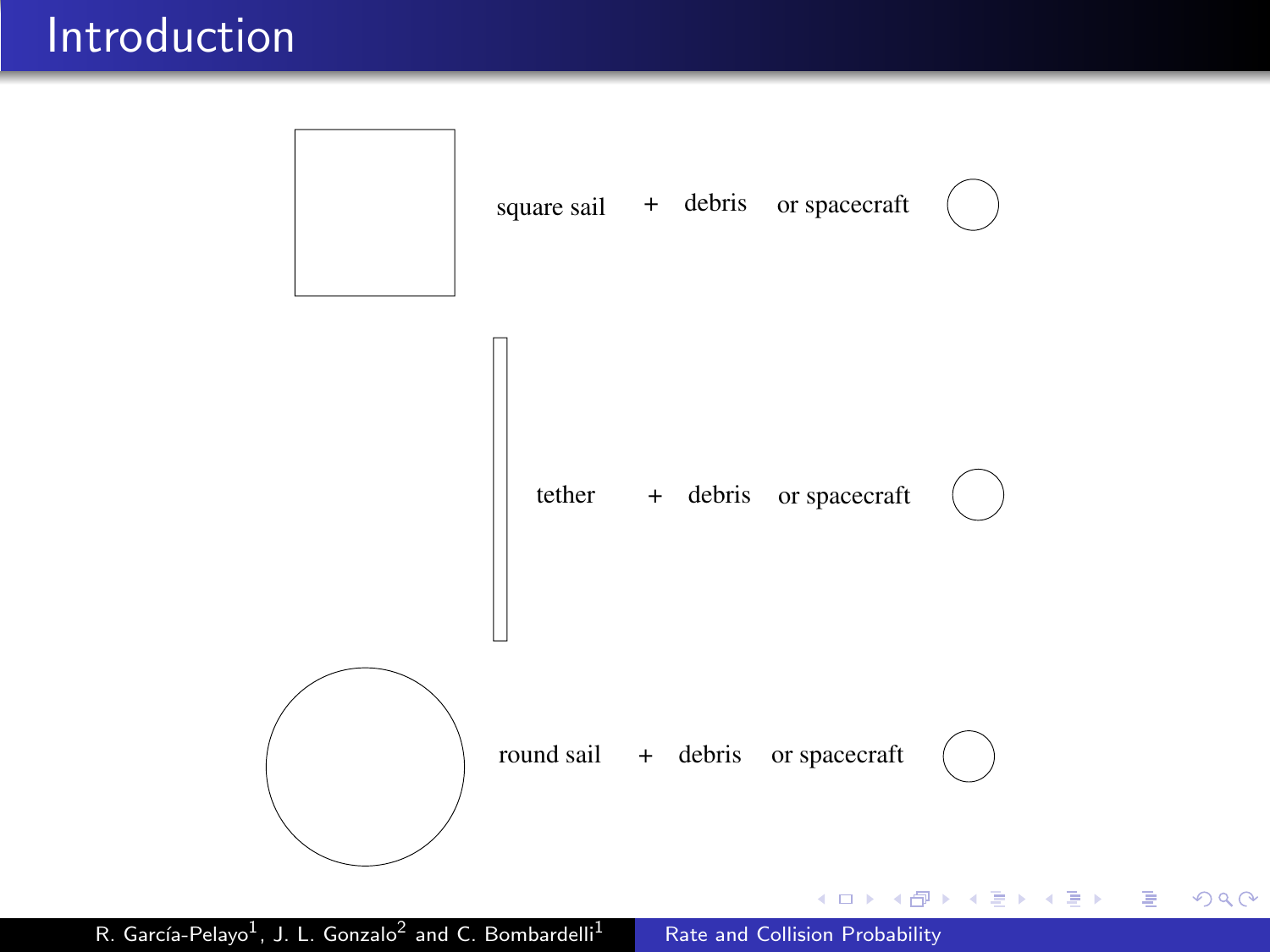# Introduction

square sail + debris or spacecraft

tether + debris or spacecraft

round sail + debris or spacecraft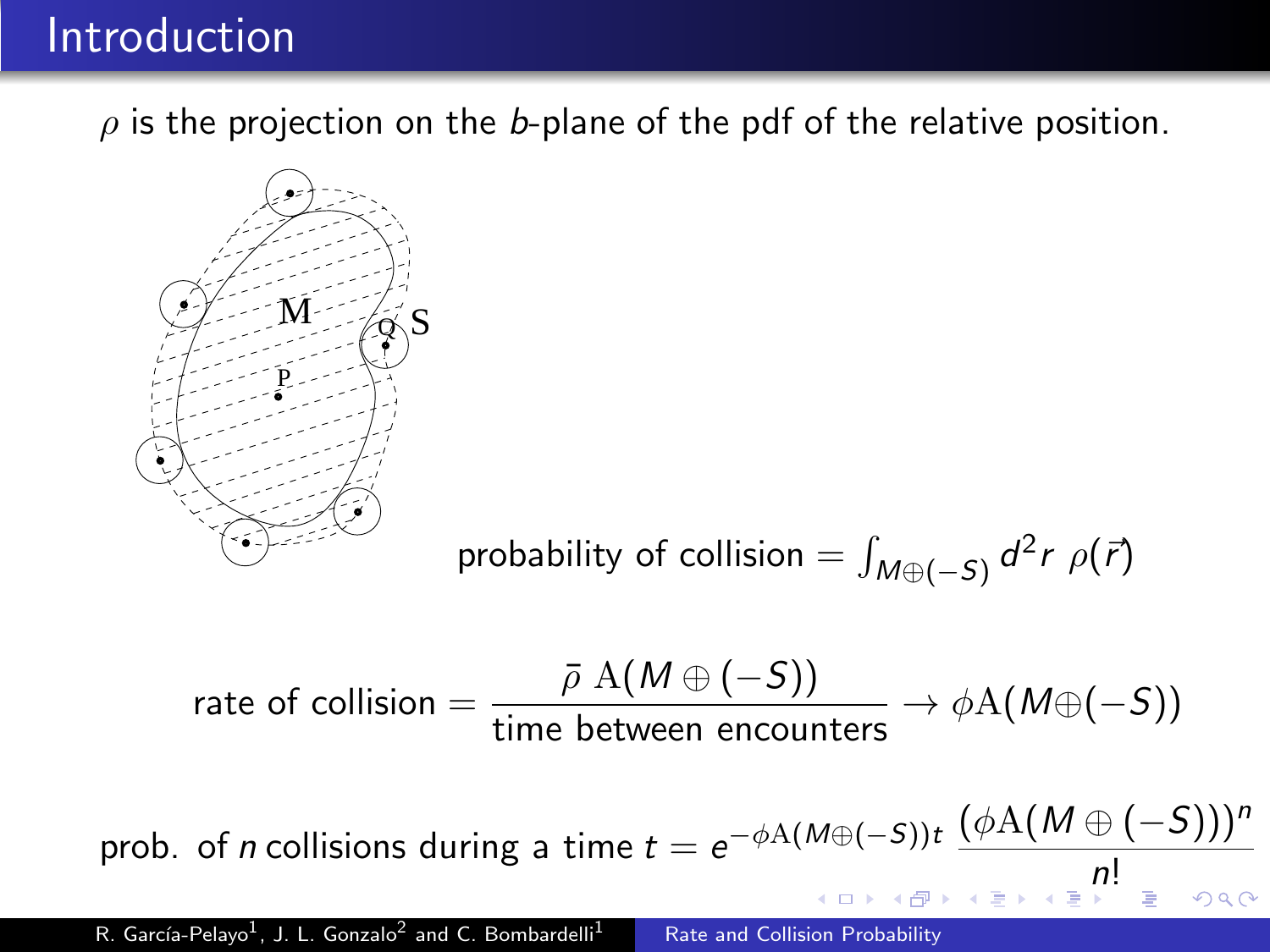# Introduction

$\rho$ is the projection on the $b$-plane of the pdf of the relative position.

probability of collision $= \int_{M\oplus(-S)} d^2r \ \rho(\vec{r})$

$$\text{rate of collision} = \frac{\bar{\rho}\ \mathrm{A}(M \oplus (-S))}{\text{time between encounters}} \rightarrow \phi \mathrm{A}(M \oplus (-S))$$

$$\text{prob. of } n \text{ collisions during a time } t = e^{-\phi \mathrm{A}(M\oplus(-S))t} \ \frac{(\phi \mathrm{A}(M \oplus (-S)))^n}{n!}$$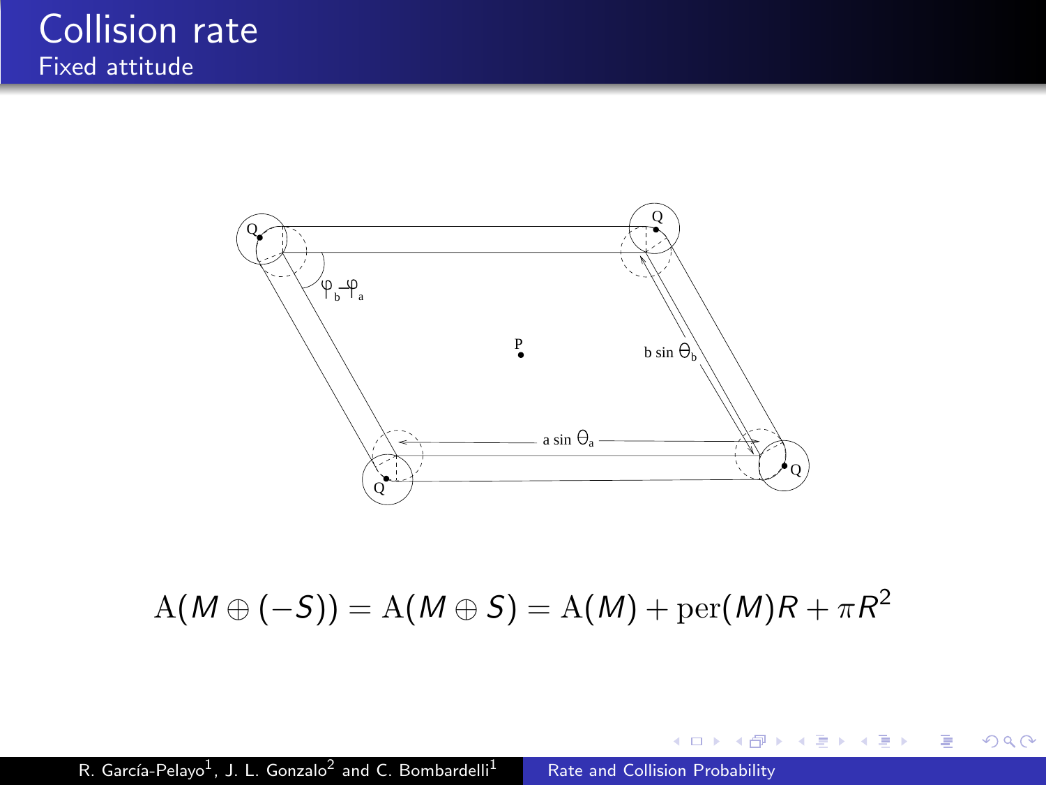# Collision rate

## Fixed attitude

$$\mathrm{A}(M \oplus (-S)) = \mathrm{A}(M \oplus S) = \mathrm{A}(M) + \mathrm{per}(M)R + \pi R^2$$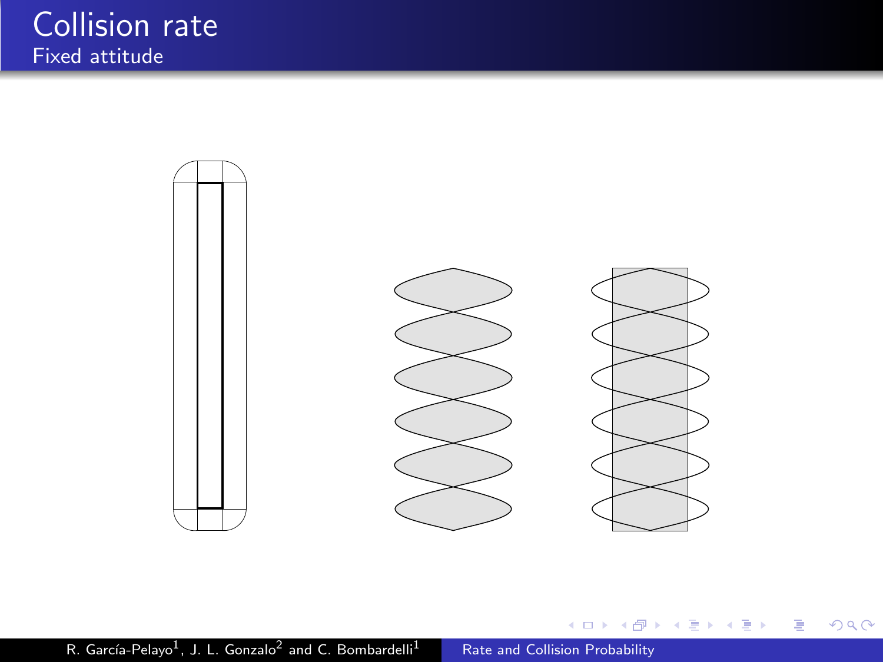# Collision rate

## Fixed attitude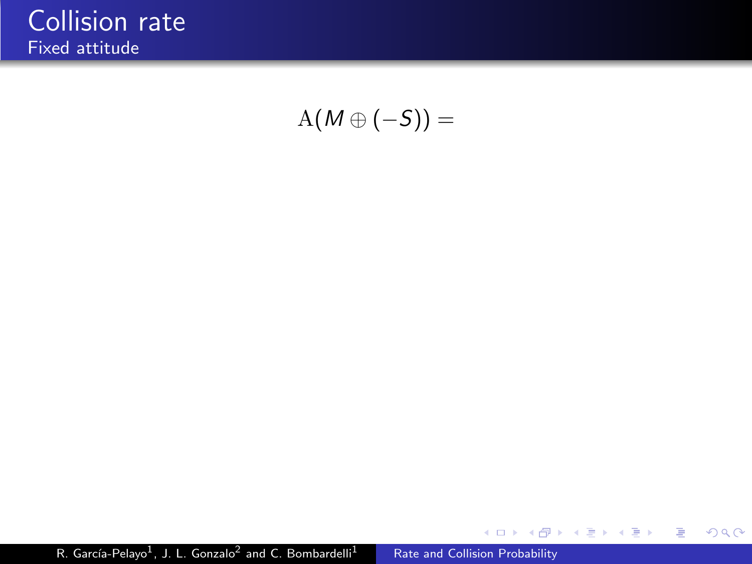# Collision rate

## Fixed attitude

$$\mathrm{A}(M \oplus (-S)) =$$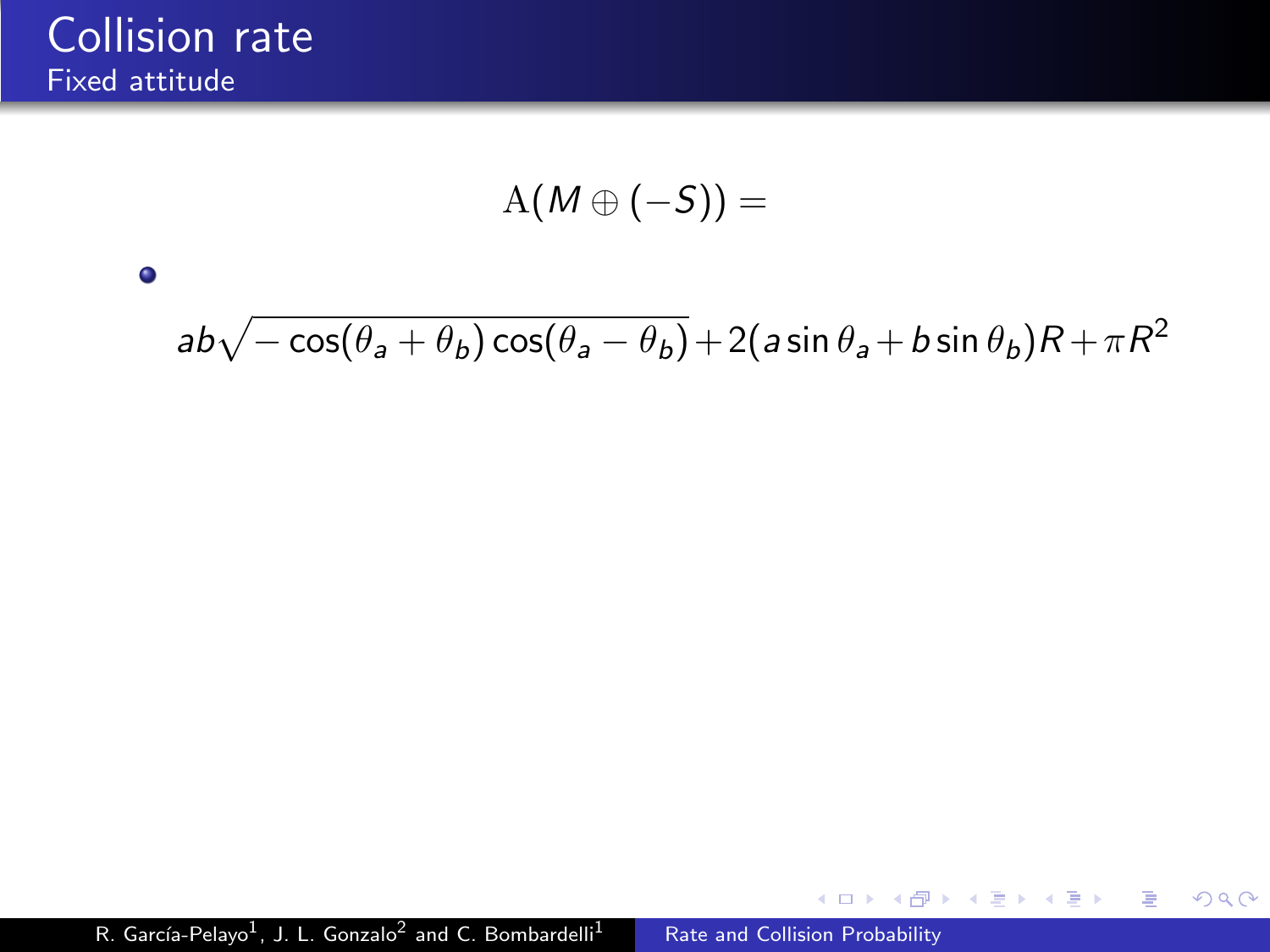# Collision rate

## Fixed attitude

$$\mathrm{A}(M \oplus (-S)) =$$

- $$ab\sqrt{-\cos(\theta_a + \theta_b)\cos(\theta_a - \theta_b)} + 2(a\sin\theta_a + b\sin\theta_b)R + \pi R^2$$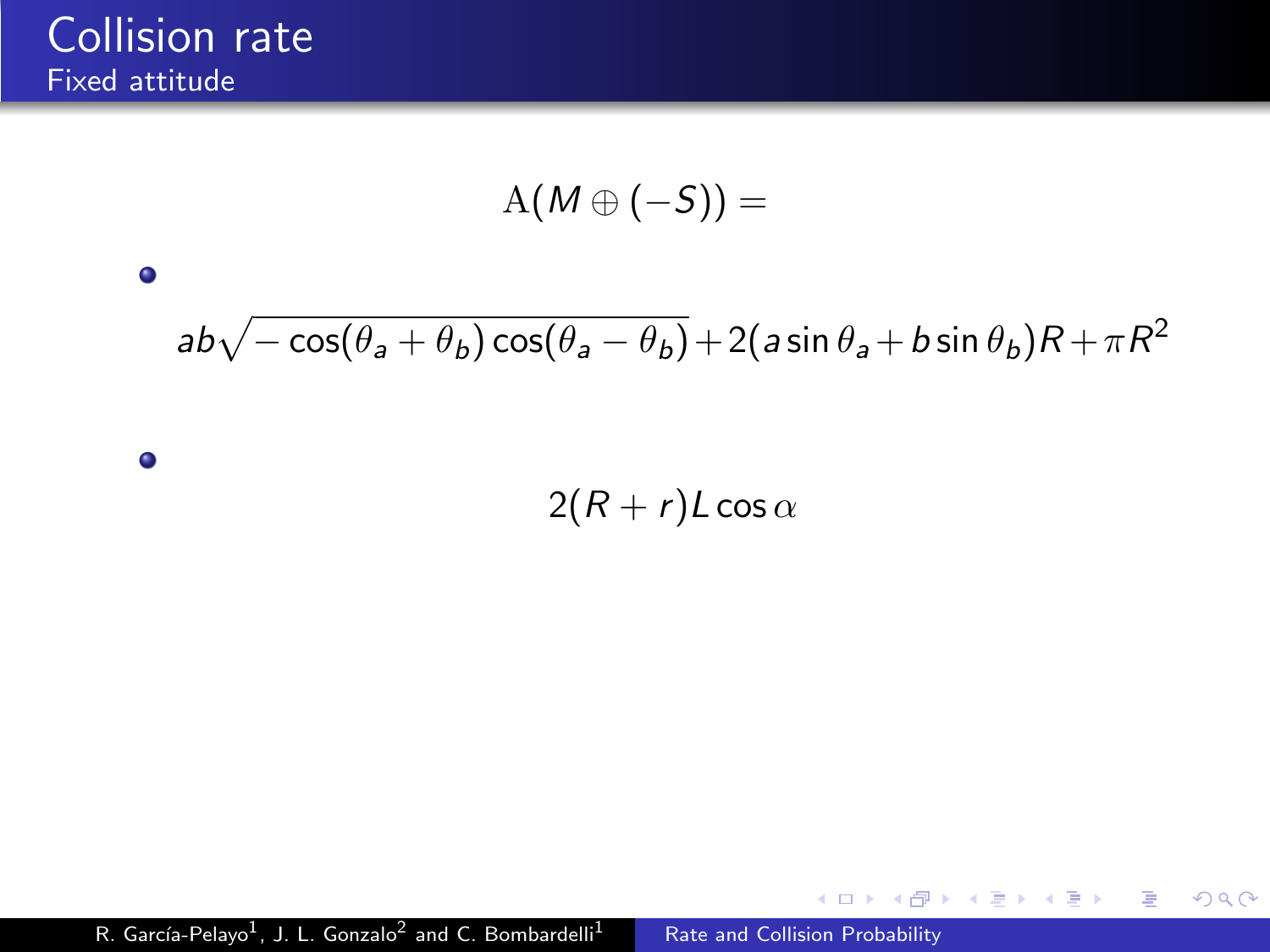# Collision rate

## Fixed attitude

$$\mathrm{A}(M \oplus (-S)) =$$

- $$ab\sqrt{-\cos(\theta_a + \theta_b)\cos(\theta_a - \theta_b)} + 2(a\sin\theta_a + b\sin\theta_b)R + \pi R^2$$

- $$2(R + r)L\cos\alpha$$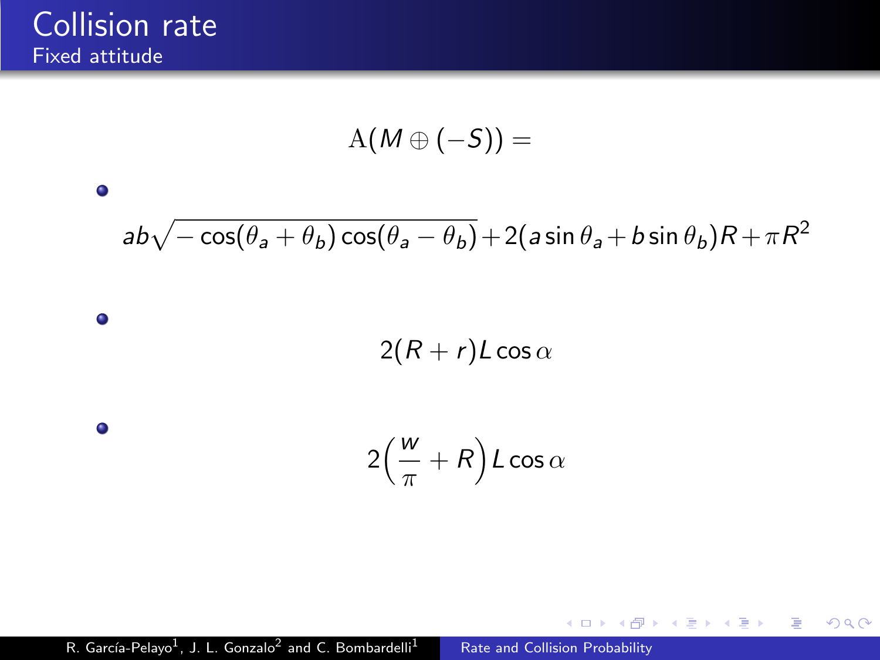# Collision rate

## Fixed attitude

$$\mathrm{A}(M \oplus (-S)) =$$

- $$ab\sqrt{-\cos(\theta_a + \theta_b)\cos(\theta_a - \theta_b)} + 2(a\sin\theta_a + b\sin\theta_b)R + \pi R^2$$

- $$2(R + r)L\cos\alpha$$

- $$2\left(\frac{w}{\pi} + R\right)L\cos\alpha$$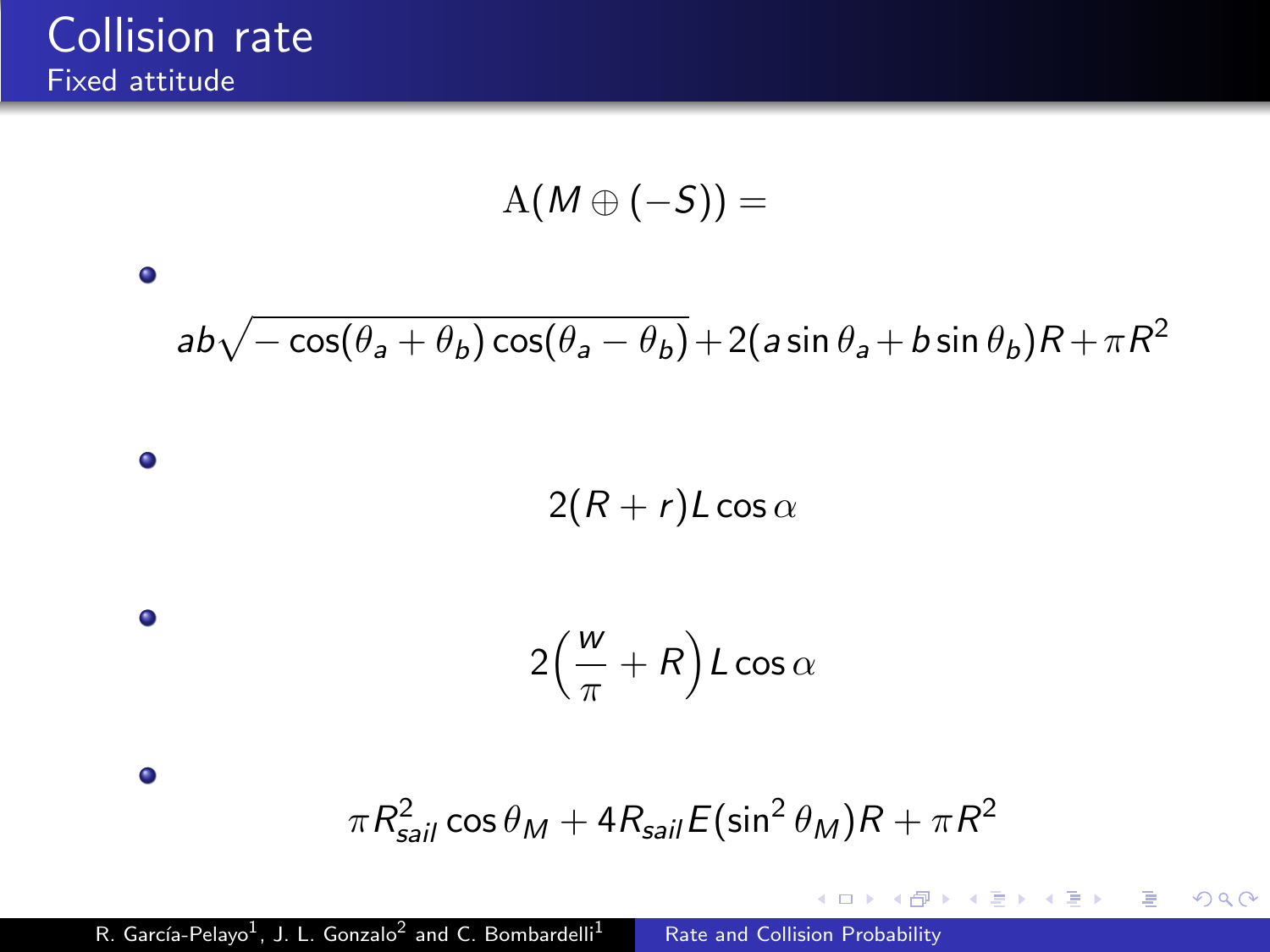# Collision rate

## Fixed attitude

$$\mathrm{A}(M \oplus (-S)) =$$

- $$ab\sqrt{-\cos(\theta_a+\theta_b)\cos(\theta_a-\theta_b)} + 2(a\sin\theta_a + b\sin\theta_b)R + \pi R^2$$

- $$2(R+r)L\cos\alpha$$

- $$2\left(\frac{w}{\pi}+R\right)L\cos\alpha$$

- $$\pi R_{sail}^2\cos\theta_M + 4R_{sail}E(\sin^2\theta_M)R + \pi R^2$$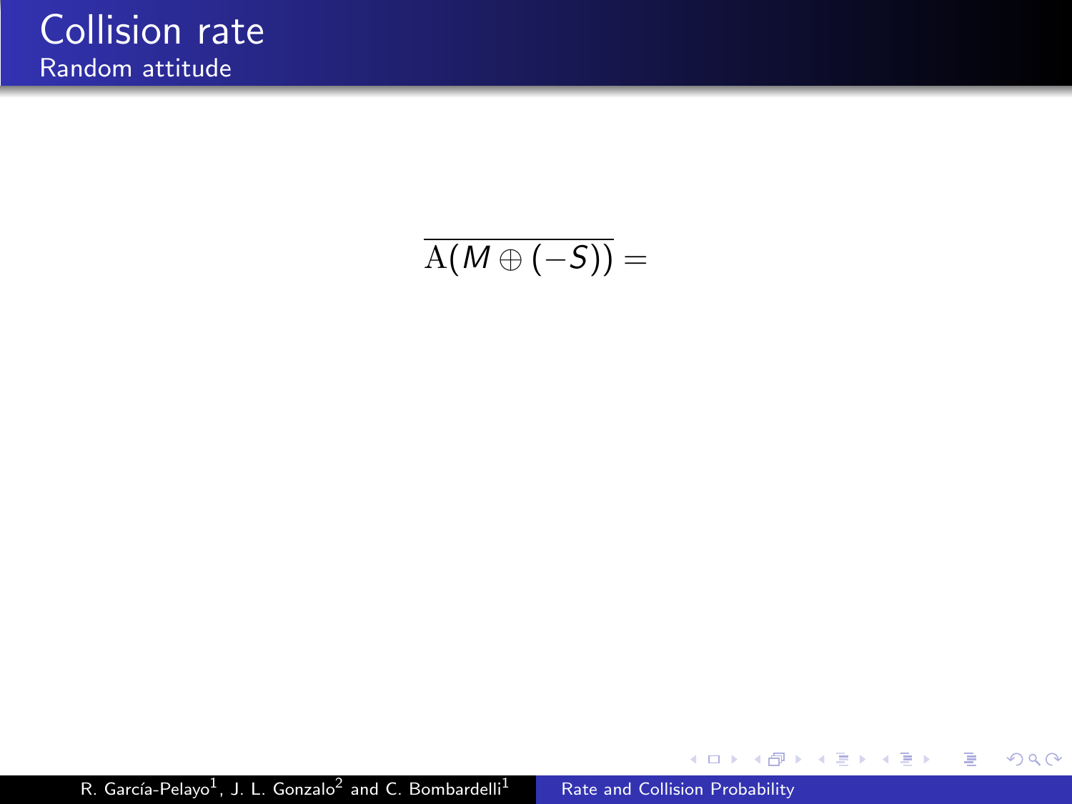# Collision rate

## Random attitude

$$\overline{\mathrm{A}(M \oplus (-S))} =$$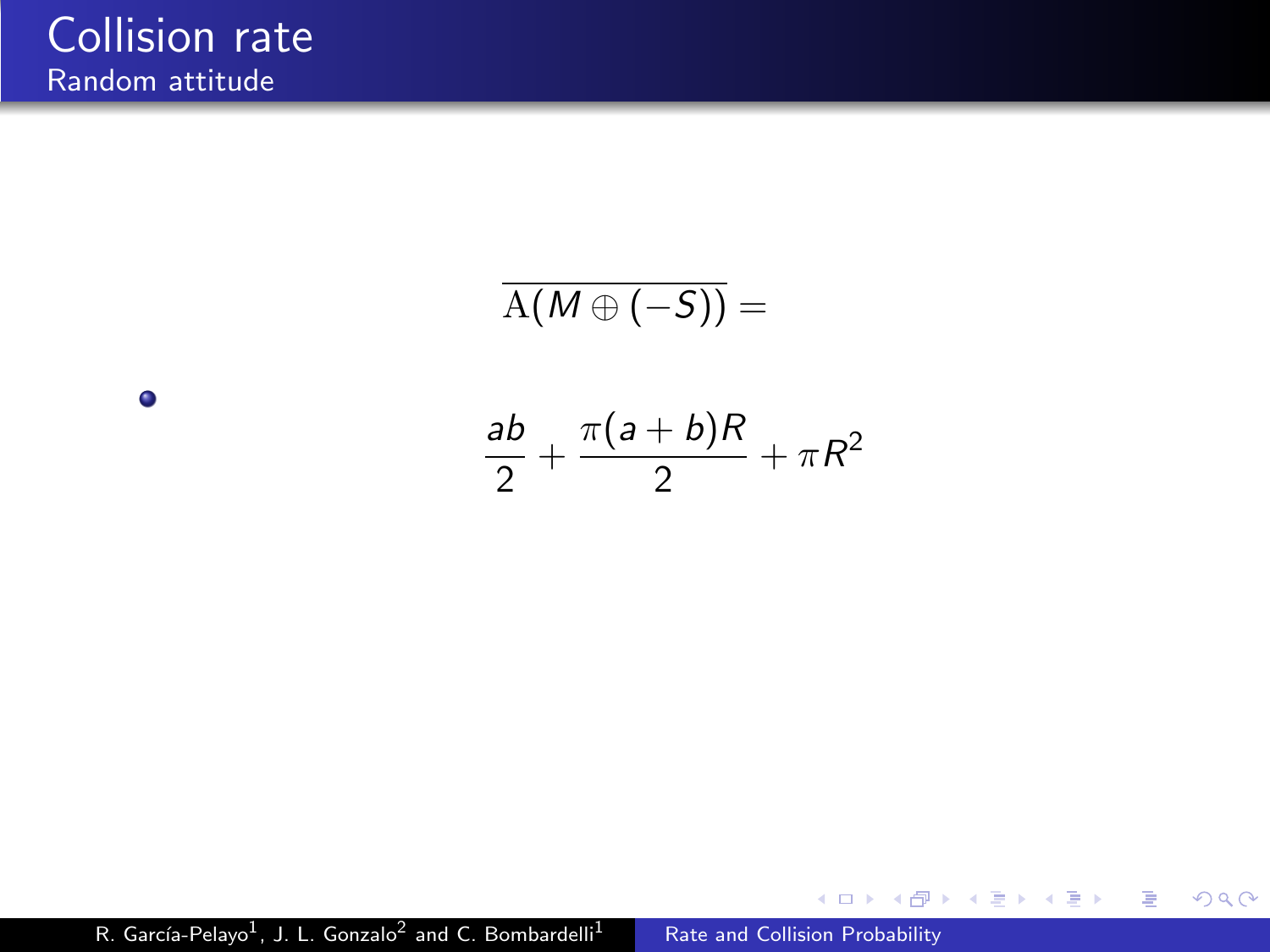# Collision rate

## Random attitude

$$\overline{\mathrm{A}(M \oplus (-S))} =$$

- $$\frac{ab}{2} + \frac{\pi(a+b)R}{2} + \pi R^2$$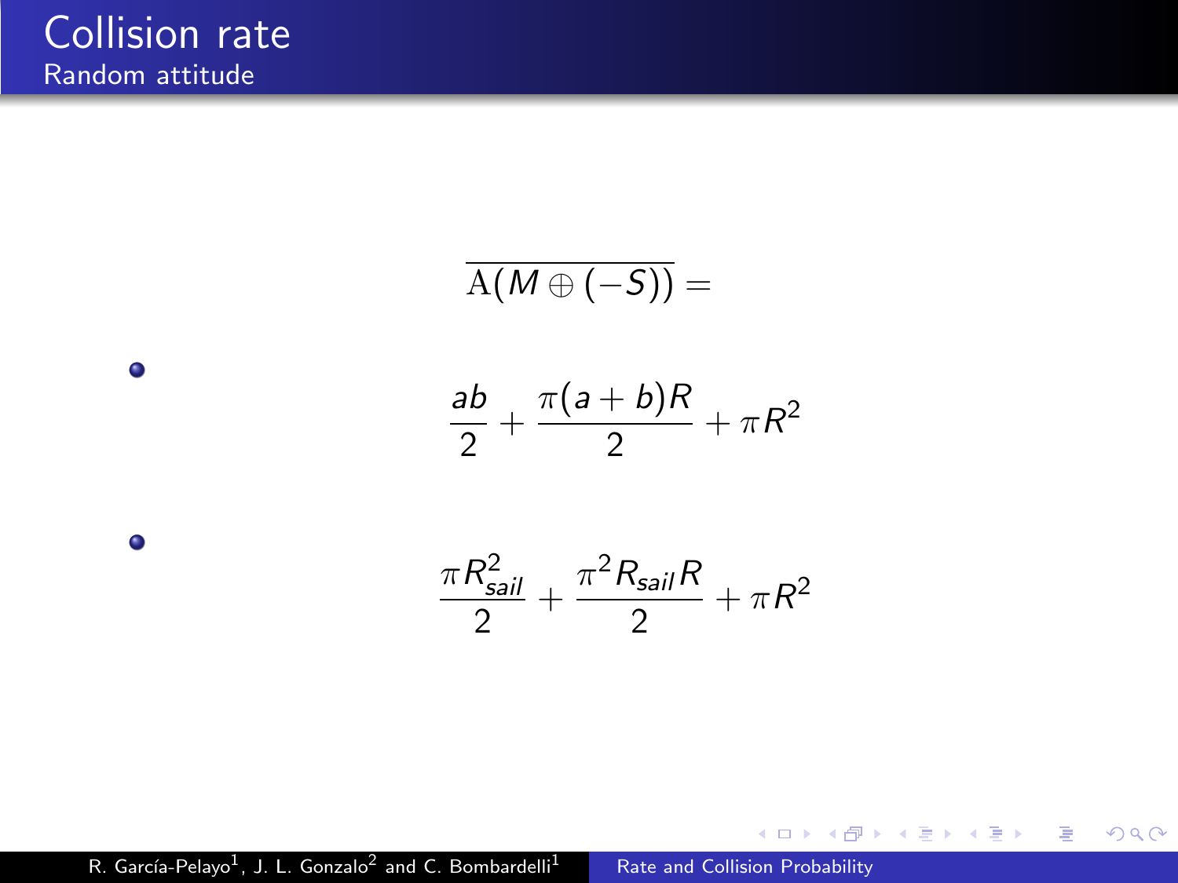# Collision rate

## Random attitude

$$\overline{\mathrm{A}(M \oplus (-S))} =$$

- $$\frac{ab}{2} + \frac{\pi(a+b)R}{2} + \pi R^2$$

- $$\frac{\pi R_{sail}^2}{2} + \frac{\pi^2 R_{sail} R}{2} + \pi R^2$$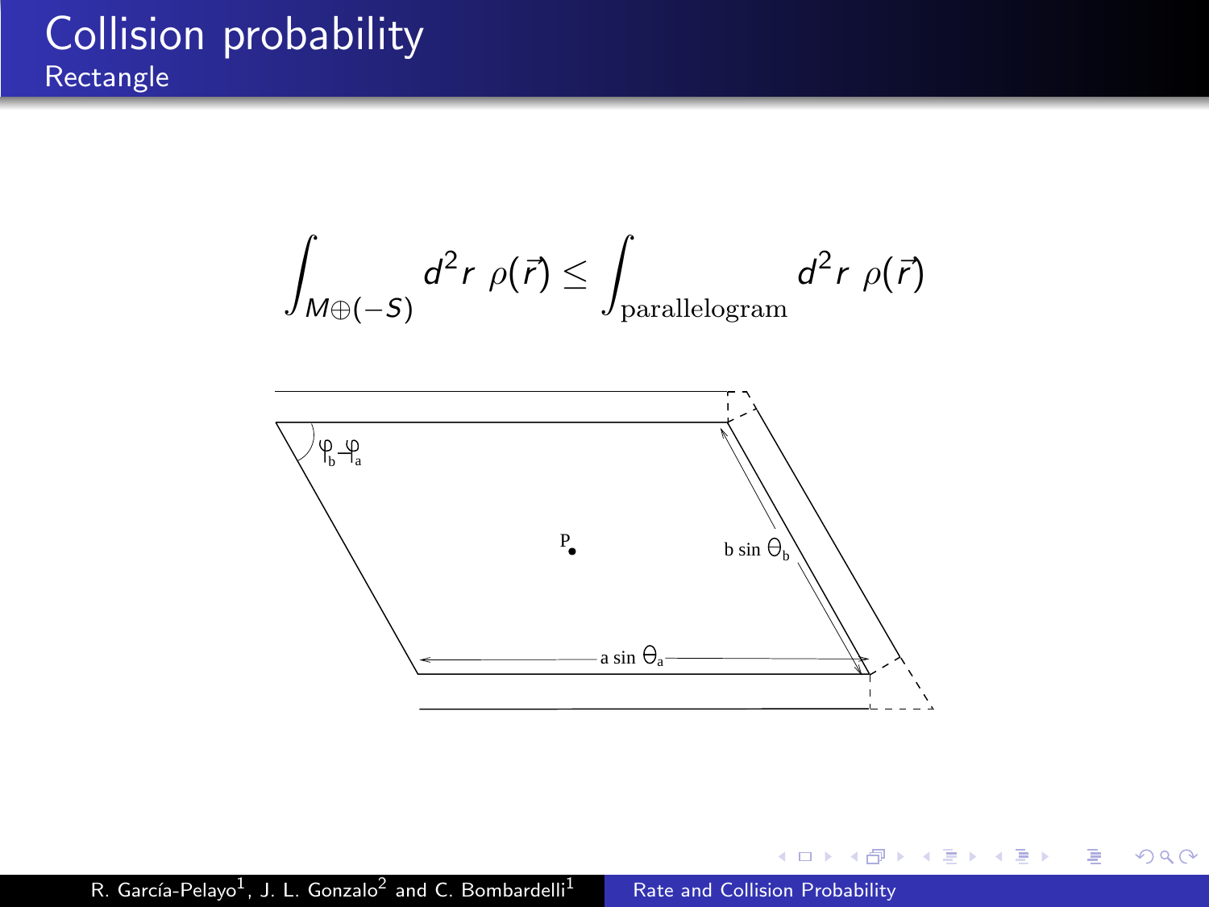# Collision probability

## Rectangle

$$\int_{M \oplus (-S)} d^2r \ \rho(\vec{r}) \leq \int_{\text{parallelogram}} d^2r \ \rho(\vec{r})$$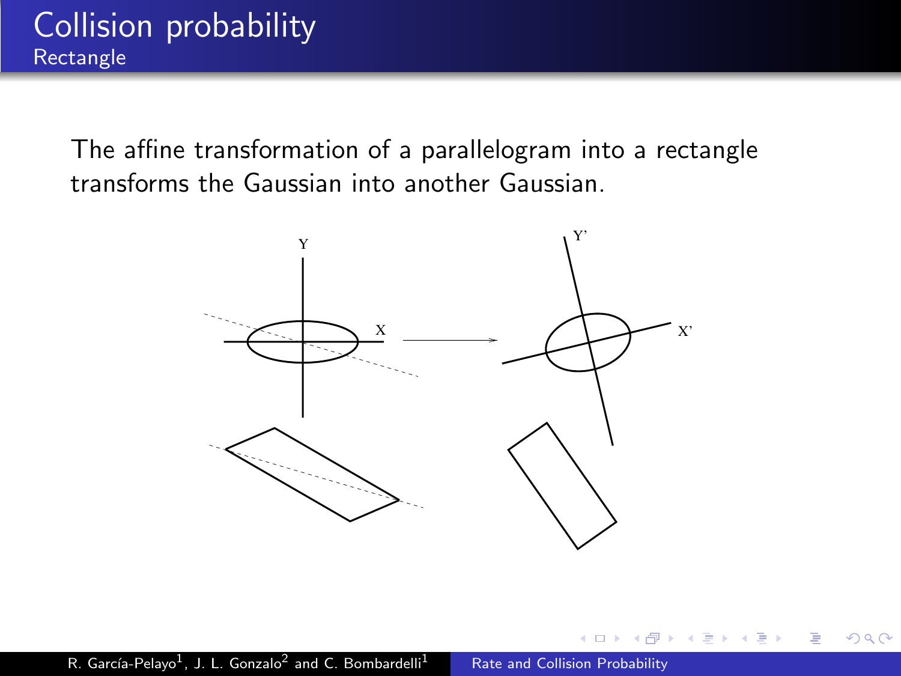# Collision probability

## Rectangle

The affine transformation of a parallelogram into a rectangle transforms the Gaussian into another Gaussian.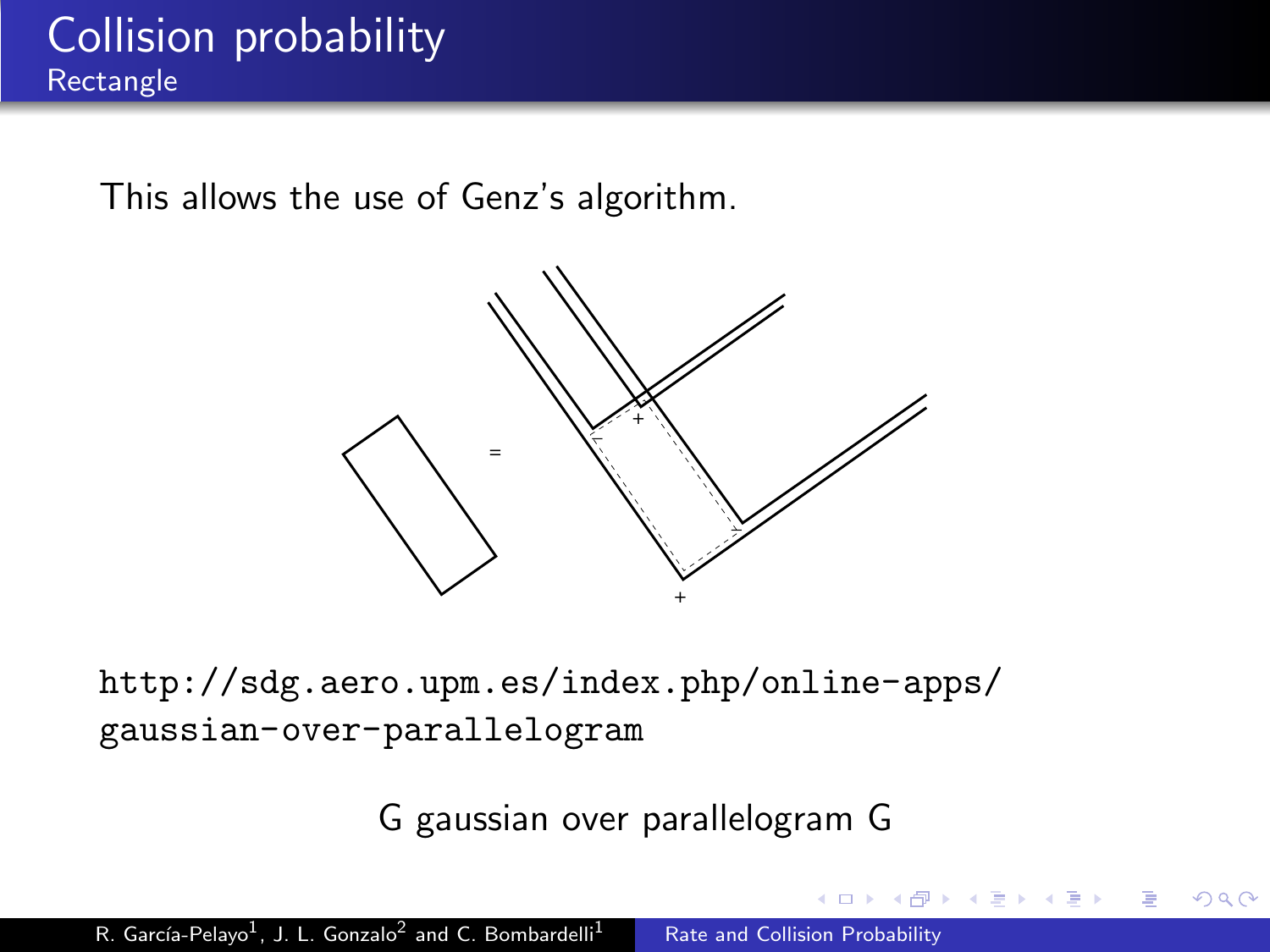# Collision probability

## Rectangle

This allows the use of Genz's algorithm.

=

http://sdg.aero.upm.es/index.php/online-apps/gaussian-over-parallelogram

G gaussian over parallelogram G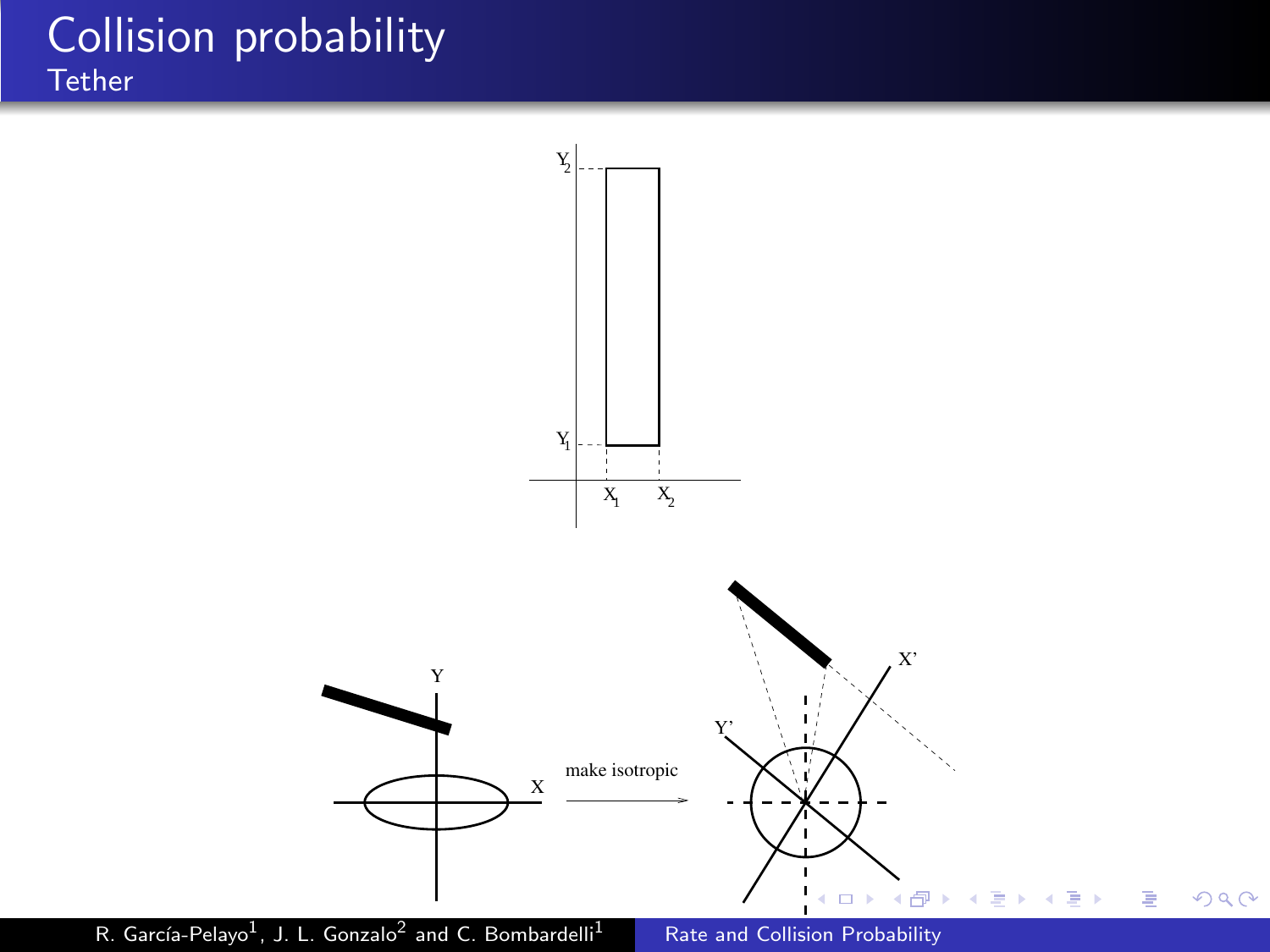# Collision probability

## Tether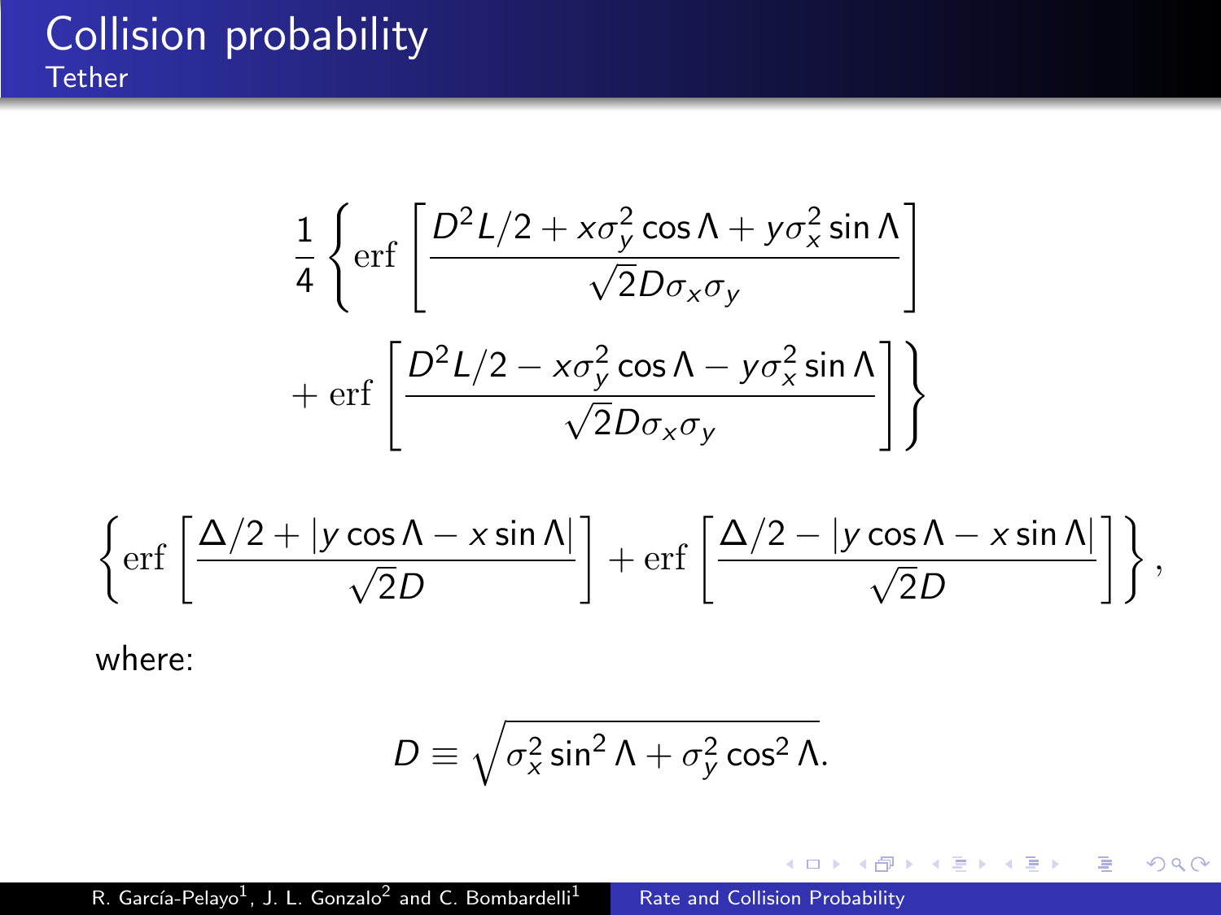# Collision probability

## Tether

$$\frac{1}{4}\left\{\operatorname{erf}\left[\frac{D^2L/2 + x\sigma_y^2\cos\Lambda + y\sigma_x^2\sin\Lambda}{\sqrt{2}D\sigma_x\sigma_y}\right] + \operatorname{erf}\left[\frac{D^2L/2 - x\sigma_y^2\cos\Lambda - y\sigma_x^2\sin\Lambda}{\sqrt{2}D\sigma_x\sigma_y}\right]\right\}$$

$$\left\{\operatorname{erf}\left[\frac{\Delta/2 + |y\cos\Lambda - x\sin\Lambda|}{\sqrt{2}D}\right] + \operatorname{erf}\left[\frac{\Delta/2 - |y\cos\Lambda - x\sin\Lambda|}{\sqrt{2}D}\right]\right\},$$

where:

$$D \equiv \sqrt{\sigma_x^2\sin^2\Lambda + \sigma_y^2\cos^2\Lambda}.$$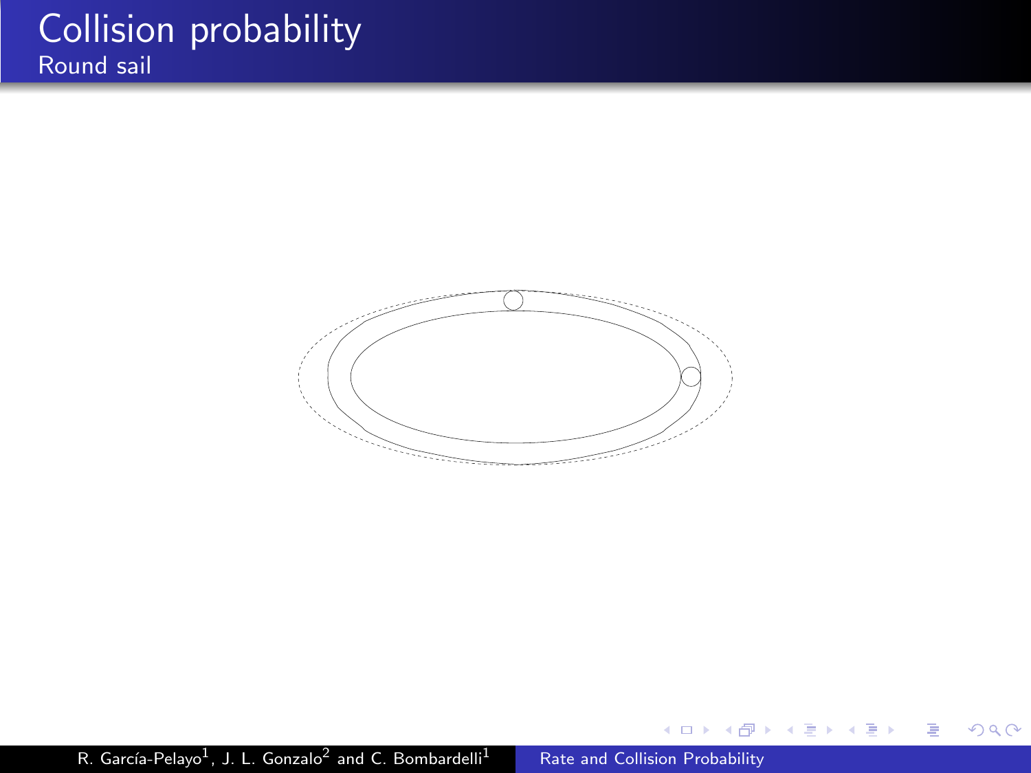# Collision probability

## Round sail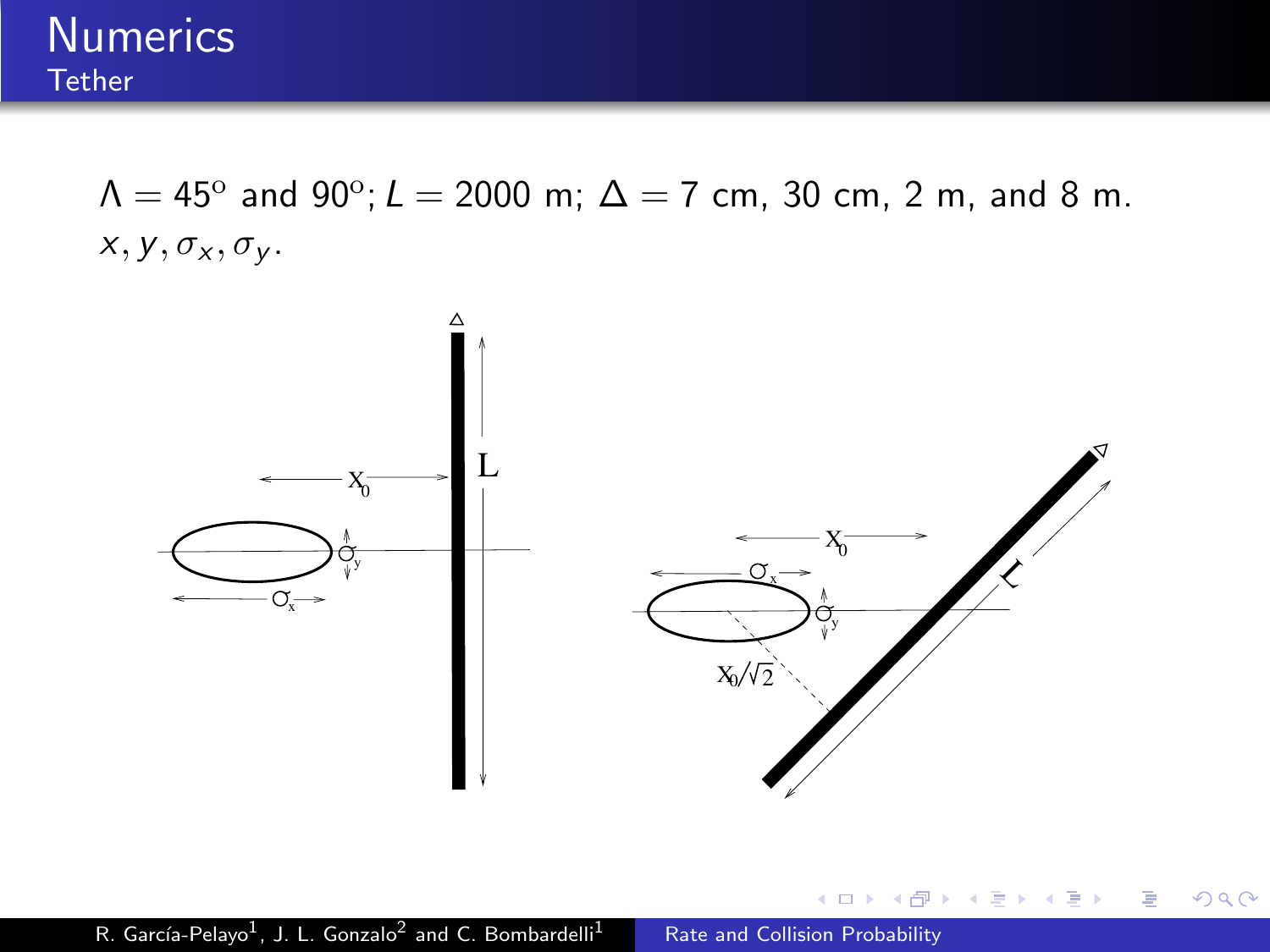# Numerics

## Tether

$\Lambda = 45^{\text{o}}$ and $90^{\text{o}}$; $L = 2000$ m; $\Delta = 7$ cm, 30 cm, 2 m, and 8 m.

$x, y, \sigma_x, \sigma_y$.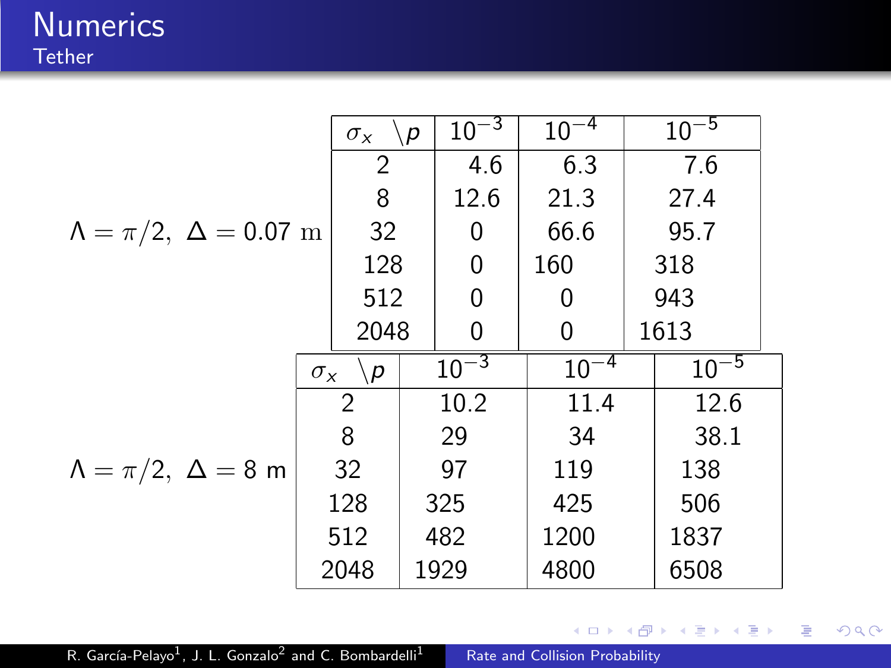# Numerics

## Tether

$\Lambda = \pi/2,\ \Delta = 0.07$ m

| $\sigma_x \ \backslash p$ | $10^{-3}$ | $10^{-4}$ | $10^{-5}$ |
|---|---|---|---|
| 2 | 4.6 | 6.3 | 7.6 |
| 8 | 12.6 | 21.3 | 27.4 |
| 32 | 0 | 66.6 | 95.7 |
| 128 | 0 | 160 | 318 |
| 512 | 0 | 0 | 943 |
| 2048 | 0 | 0 | 1613 |

$\Lambda = \pi/2,\ \Delta = 8$ m

| $\sigma_x \ \backslash p$ | $10^{-3}$ | $10^{-4}$ | $10^{-5}$ |
|---|---|---|---|
| 2 | 10.2 | 11.4 | 12.6 |
| 8 | 29 | 34 | 38.1 |
| 32 | 97 | 119 | 138 |
| 128 | 325 | 425 | 506 |
| 512 | 482 | 1200 | 1837 |
| 2048 | 1929 | 4800 | 6508 |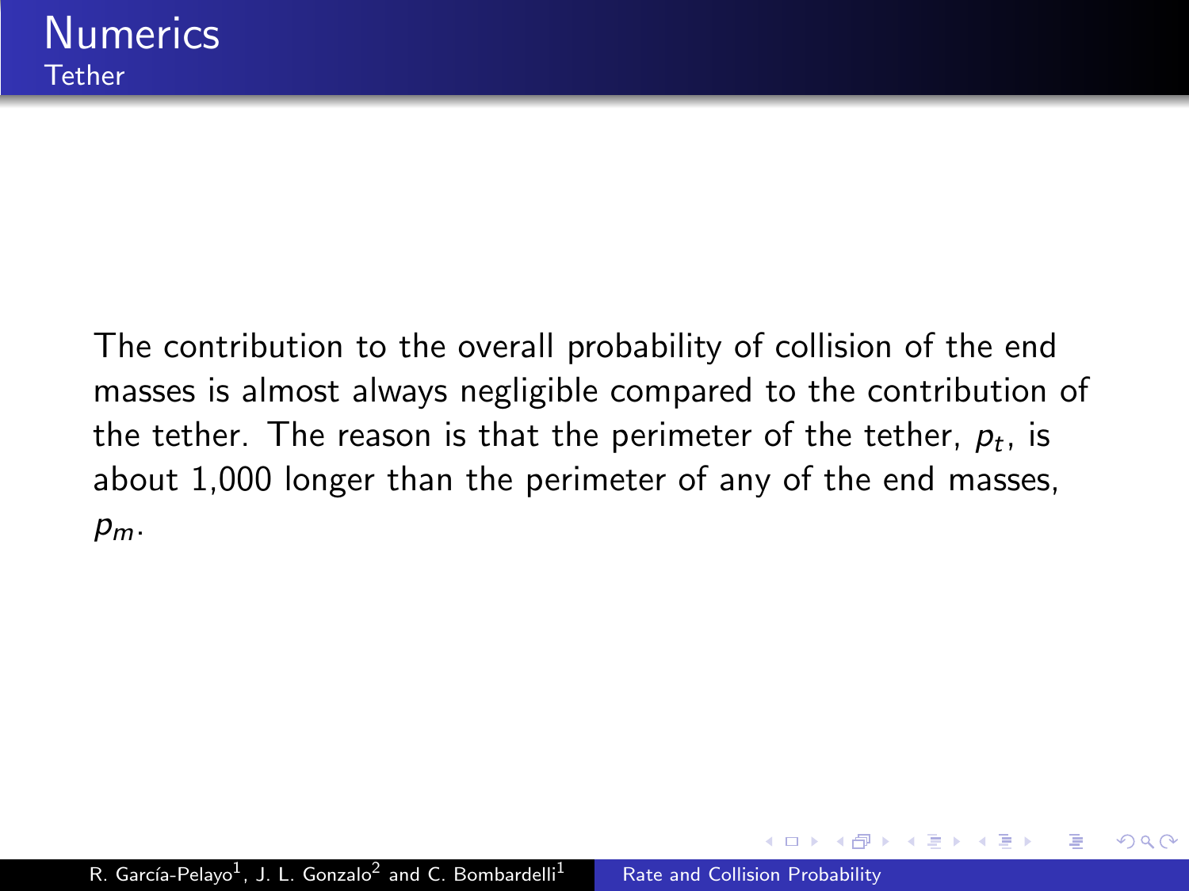# Numerics

## Tether

The contribution to the overall probability of collision of the end masses is almost always negligible compared to the contribution of the tether. The reason is that the perimeter of the tether, $p_t$, is about 1,000 longer than the perimeter of any of the end masses, $p_m$.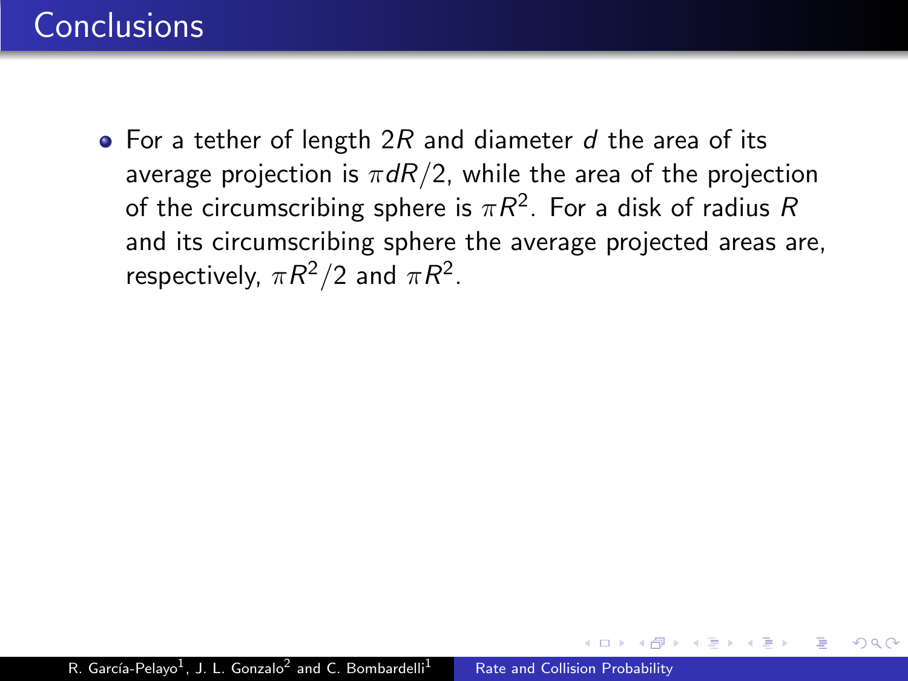# Conclusions

- For a tether of length $2R$ and diameter $d$ the area of its average projection is $\pi dR/2$, while the area of the projection of the circumscribing sphere is $\pi R^2$. For a disk of radius $R$ and its circumscribing sphere the average projected areas are, respectively, $\pi R^2/2$ and $\pi R^2$.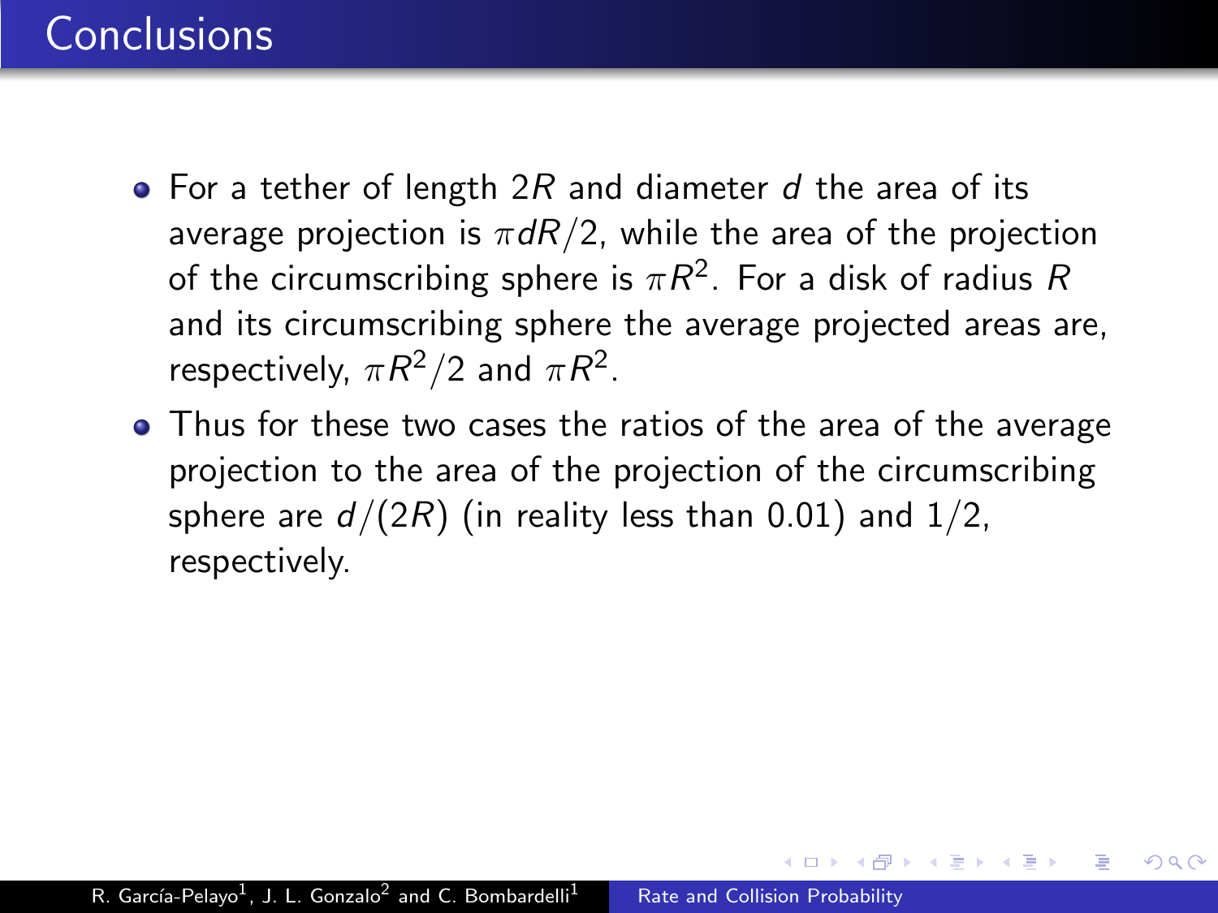# Conclusions

- For a tether of length $2R$ and diameter $d$ the area of its average projection is $\pi dR/2$, while the area of the projection of the circumscribing sphere is $\pi R^2$. For a disk of radius $R$ and its circumscribing sphere the average projected areas are, respectively, $\pi R^2/2$ and $\pi R^2$.
- Thus for these two cases the ratios of the area of the average projection to the area of the projection of the circumscribing sphere are $d/(2R)$ (in reality less than 0.01) and $1/2$, respectively.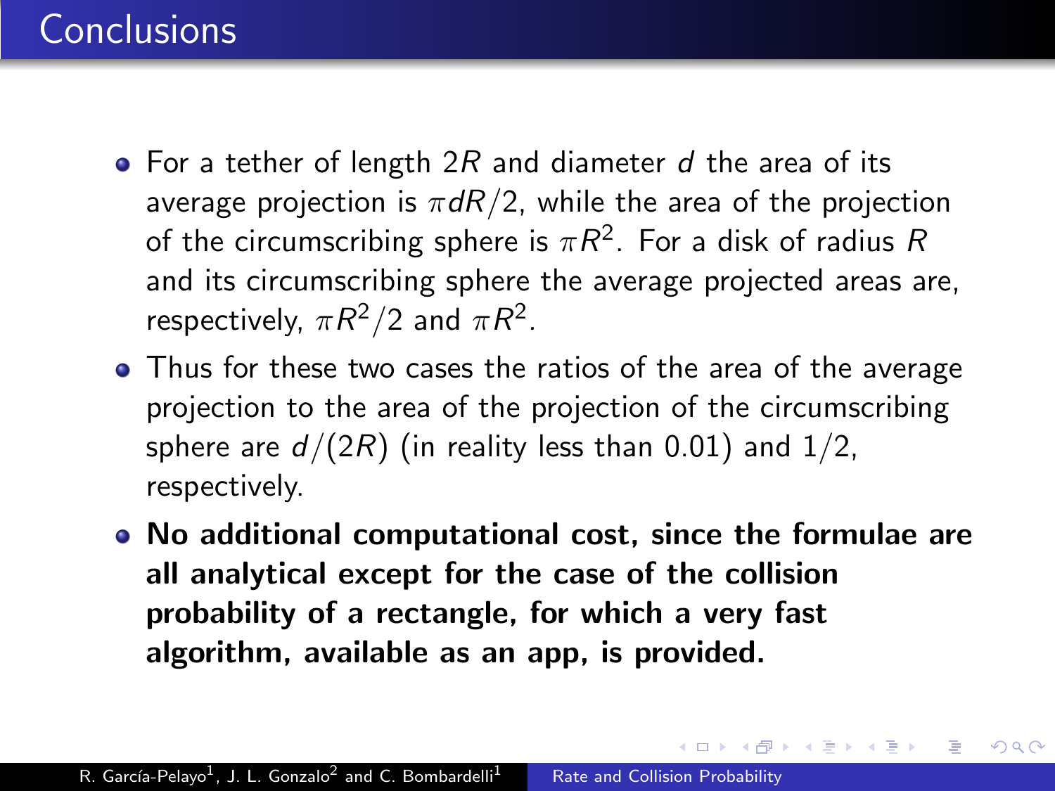# Conclusions

- For a tether of length $2R$ and diameter $d$ the area of its average projection is $\pi dR/2$, while the area of the projection of the circumscribing sphere is $\pi R^2$. For a disk of radius $R$ and its circumscribing sphere the average projected areas are, respectively, $\pi R^2/2$ and $\pi R^2$.
- Thus for these two cases the ratios of the area of the average projection to the area of the projection of the circumscribing sphere are $d/(2R)$ (in reality less than 0.01) and 1/2, respectively.
- **No additional computational cost, since the formulae are all analytical except for the case of the collision probability of a rectangle, for which a very fast algorithm, available as an app, is provided.**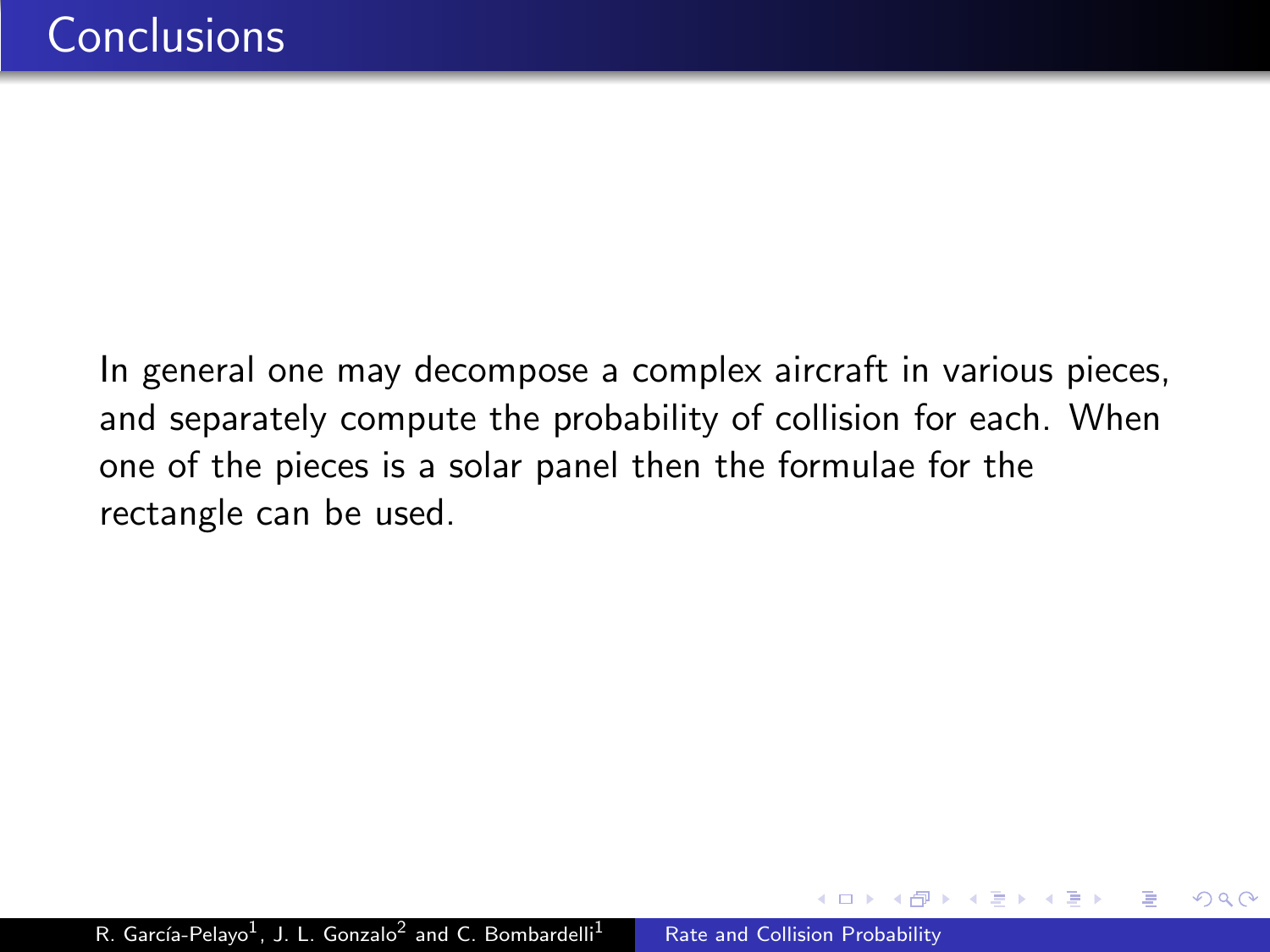# Conclusions

In general one may decompose a complex aircraft in various pieces, and separately compute the probability of collision for each. When one of the pieces is a solar panel then the formulae for the rectangle can be used.